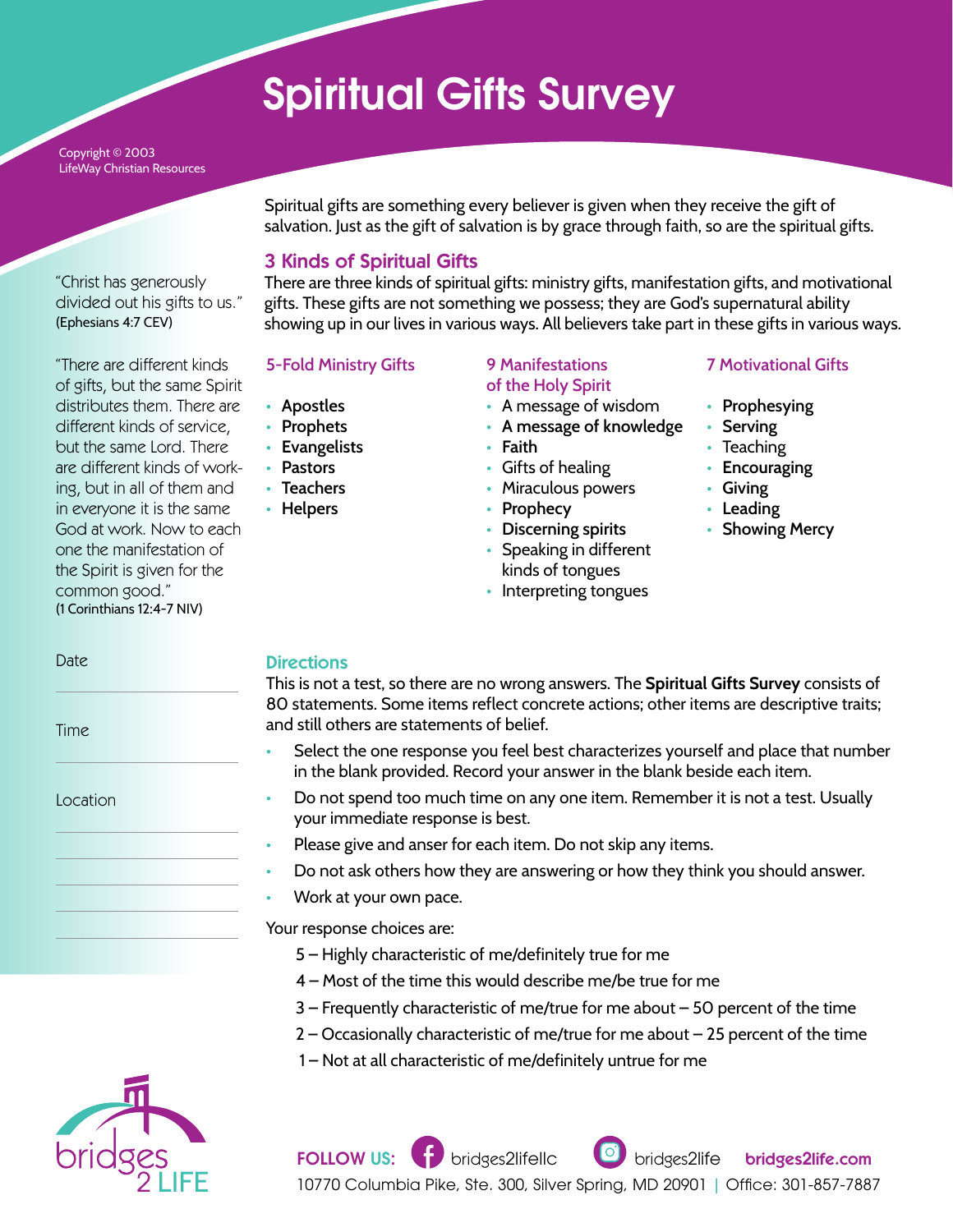# Spiritual Gifts Survey

Copyright © 2003
LifeWay Christian Resources

"Christ has generously divided out his gifts to us."
(Ephesians 4:7 CEV)

"There are different kinds of gifts, but the same Spirit distributes them. There are different kinds of service, but the same Lord. There are different kinds of working, but in all of them and in everyone it is the same God at work. Now to each one the manifestation of the Spirit is given for the common good."
(1 Corinthians 12:4-7 NIV)

Spiritual gifts are something every believer is given when they receive the gift of salvation. Just as the gift of salvation is by grace through faith, so are the spiritual gifts.

## 3 Kinds of Spiritual Gifts

There are three kinds of spiritual gifts: ministry gifts, manifestation gifts, and motivational gifts. These gifts are not something we possess; they are God's supernatural ability showing up in our lives in various ways. All believers take part in these gifts in various ways.

### 5-Fold Ministry Gifts

- **Apostles**
- **Prophets**
- **Evangelists**
- **Pastors**
- **Teachers**
- **Helpers**

### 9 Manifestations of the Holy Spirit

- A message of wisdom
- **A message of knowledge**
- **Faith**
- Gifts of healing
- Miraculous powers
- **Prophecy**
- **Discerning spirits**
- Speaking in different kinds of tongues
- Interpreting tongues

### 7 Motivational Gifts

- **Prophesying**
- **Serving**
- Teaching
- **Encouraging**
- **Giving**
- **Leading**
- **Showing Mercy**

Date ____________

Time ____________

Location ____________

## Directions

This is not a test, so there are no wrong answers. The **Spiritual Gifts Survey** consists of 80 statements. Some items reflect concrete actions; other items are descriptive traits; and still others are statements of belief.

- Select the one response you feel best characterizes yourself and place that number in the blank provided. Record your answer in the blank beside each item.
- Do not spend too much time on any one item. Remember it is not a test. Usually your immediate response is best.
- Please give and anser for each item. Do not skip any items.
- Do not ask others how they are answering or how they think you should answer.
- Work at your own pace.

Your response choices are:

5 – Highly characteristic of me/definitely true for me
4 – Most of the time this would describe me/be true for me
3 – Frequently characteristic of me/true for me about – 50 percent of the time
2 – Occasionally characteristic of me/true for me about – 25 percent of the time
1 – Not at all characteristic of me/definitely untrue for me

bridges 2 LIFE

**FOLLOW US:** bridges2lifellc bridges2life **bridges2life.com**
10770 Columbia Pike, Ste. 300, Silver Spring, MD 20901 | Office: 301-857-7887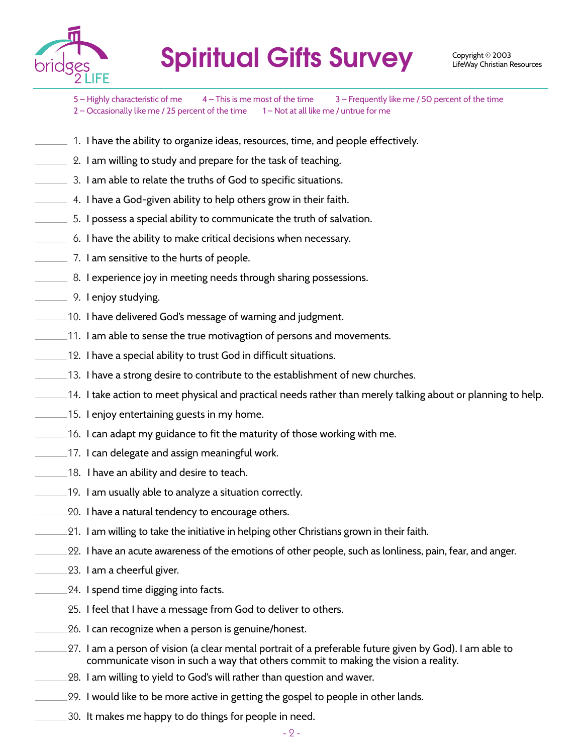# Spiritual Gifts Survey

Copyright © 2003
LifeWay Christian Resources

5 – Highly characteristic of me   4 – This is me most of the time   3 – Frequently like me / 50 percent of the time
2 – Occasionally like me / 25 percent of the time   1 – Not at all like me / untrue for me

_______ 1. I have the ability to organize ideas, resources, time, and people effectively.

_______ 2. I am willing to study and prepare for the task of teaching.

_______ 3. I am able to relate the truths of God to specific situations.

_______ 4. I have a God-given ability to help others grow in their faith.

_______ 5. I possess a special ability to communicate the truth of salvation.

_______ 6. I have the ability to make critical decisions when necessary.

_______ 7. I am sensitive to the hurts of people.

_______ 8. I experience joy in meeting needs through sharing possessions.

_______ 9. I enjoy studying.

_______ 10. I have delivered God's message of warning and judgment.

_______ 11. I am able to sense the true motivagtion of persons and movements.

_______ 12. I have a special ability to trust God in difficult situations.

_______ 13. I have a strong desire to contribute to the establishment of new churches.

_______ 14. I take action to meet physical and practical needs rather than merely talking about or planning to help.

_______ 15. I enjoy entertaining guests in my home.

_______ 16. I can adapt my guidance to fit the maturity of those working with me.

_______ 17. I can delegate and assign meaningful work.

_______ 18. I have an ability and desire to teach.

_______ 19. I am usually able to analyze a situation correctly.

_______ 20. I have a natural tendency to encourage others.

_______ 21. I am willing to take the initiative in helping other Christians grown in their faith.

_______ 22. I have an acute awareness of the emotions of other people, such as lonliness, pain, fear, and anger.

_______ 23. I am a cheerful giver.

_______ 24. I spend time digging into facts.

_______ 25. I feel that I have a message from God to deliver to others.

_______ 26. I can recognize when a person is genuine/honest.

_______ 27. I am a person of vision (a clear mental portrait of a preferable future given by God). I am able to communicate vison in such a way that others commit to making the vision a reality.

_______ 28. I am willing to yield to God's will rather than question and waver.

_______ 29. I would like to be more active in getting the gospel to people in other lands.

_______ 30. It makes me happy to do things for people in need.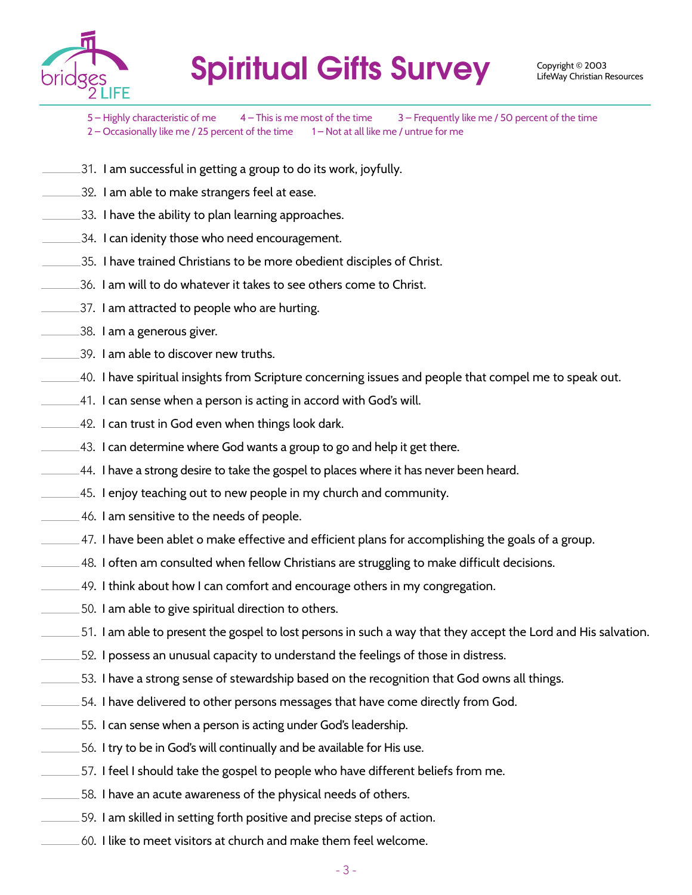# Spiritual Gifts Survey

Copyright © 2003
LifeWay Christian Resources

5 – Highly characteristic of me 4 – This is me most of the time 3 – Frequently like me / 50 percent of the time
2 – Occasionally like me / 25 percent of the time 1 – Not at all like me / untrue for me

_______31. I am successful in getting a group to do its work, joyfully.

_______32. I am able to make strangers feel at ease.

_______33. I have the ability to plan learning approaches.

_______34. I can idenity those who need encouragement.

_______35. I have trained Christians to be more obedient disciples of Christ.

_______36. I am will to do whatever it takes to see others come to Christ.

_______37. I am attracted to people who are hurting.

_______38. I am a generous giver.

_______39. I am able to discover new truths.

_______40. I have spiritual insights from Scripture concerning issues and people that compel me to speak out.

_______41. I can sense when a person is acting in accord with God's will.

_______42. I can trust in God even when things look dark.

_______43. I can determine where God wants a group to go and help it get there.

_______44. I have a strong desire to take the gospel to places where it has never been heard.

_______45. I enjoy teaching out to new people in my church and community.

_______46. I am sensitive to the needs of people.

_______47. I have been ablet o make effective and efficient plans for accomplishing the goals of a group.

_______48. I often am consulted when fellow Christians are struggling to make difficult decisions.

_______49. I think about how I can comfort and encourage others in my congregation.

_______50. I am able to give spiritual direction to others.

_______51. I am able to present the gospel to lost persons in such a way that they accept the Lord and His salvation.

_______52. I possess an unusual capacity to understand the feelings of those in distress.

_______53. I have a strong sense of stewardship based on the recognition that God owns all things.

_______54. I have delivered to other persons messages that have come directly from God.

_______55. I can sense when a person is acting under God's leadership.

_______56. I try to be in God's will continually and be available for His use.

_______57. I feel I should take the gospel to people who have different beliefs from me.

_______58. I have an acute awareness of the physical needs of others.

_______59. I am skilled in setting forth positive and precise steps of action.

_______60. I like to meet visitors at church and make them feel welcome.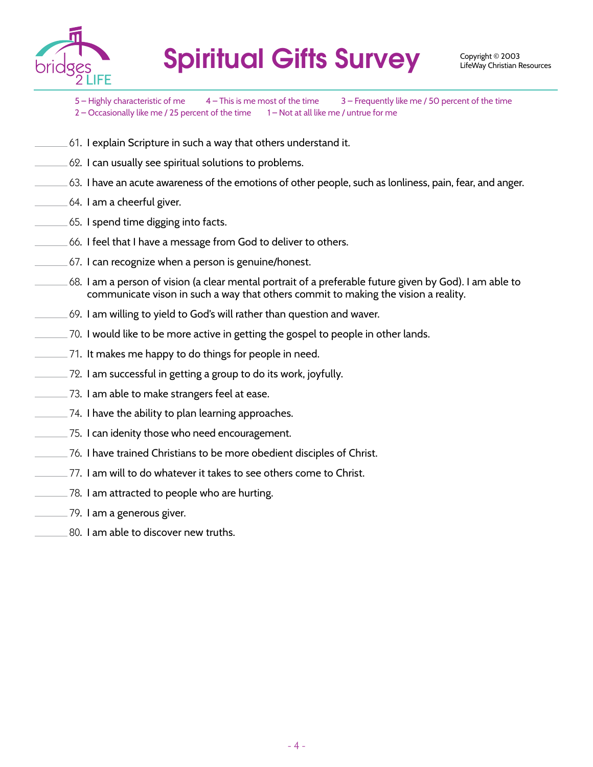# Spiritual Gifts Survey

Copyright © 2003
LifeWay Christian Resources

5 – Highly characteristic of me 4 – This is me most of the time 3 – Frequently like me / 50 percent of the time
2 – Occasionally like me / 25 percent of the time 1 – Not at all like me / untrue for me

______ 61. I explain Scripture in such a way that others understand it.

______ 62. I can usually see spiritual solutions to problems.

______ 63. I have an acute awareness of the emotions of other people, such as lonliness, pain, fear, and anger.

______ 64. I am a cheerful giver.

______ 65. I spend time digging into facts.

______ 66. I feel that I have a message from God to deliver to others.

______ 67. I can recognize when a person is genuine/honest.

______ 68. I am a person of vision (a clear mental portrait of a preferable future given by God). I am able to communicate vison in such a way that others commit to making the vision a reality.

______ 69. I am willing to yield to God's will rather than question and waver.

______ 70. I would like to be more active in getting the gospel to people in other lands.

______ 71. It makes me happy to do things for people in need.

______ 72. I am successful in getting a group to do its work, joyfully.

______ 73. I am able to make strangers feel at ease.

______ 74. I have the ability to plan learning approaches.

______ 75. I can idenity those who need encouragement.

______ 76. I have trained Christians to be more obedient disciples of Christ.

______ 77. I am will to do whatever it takes to see others come to Christ.

______ 78. I am attracted to people who are hurting.

______ 79. I am a generous giver.

______ 80. I am able to discover new truths.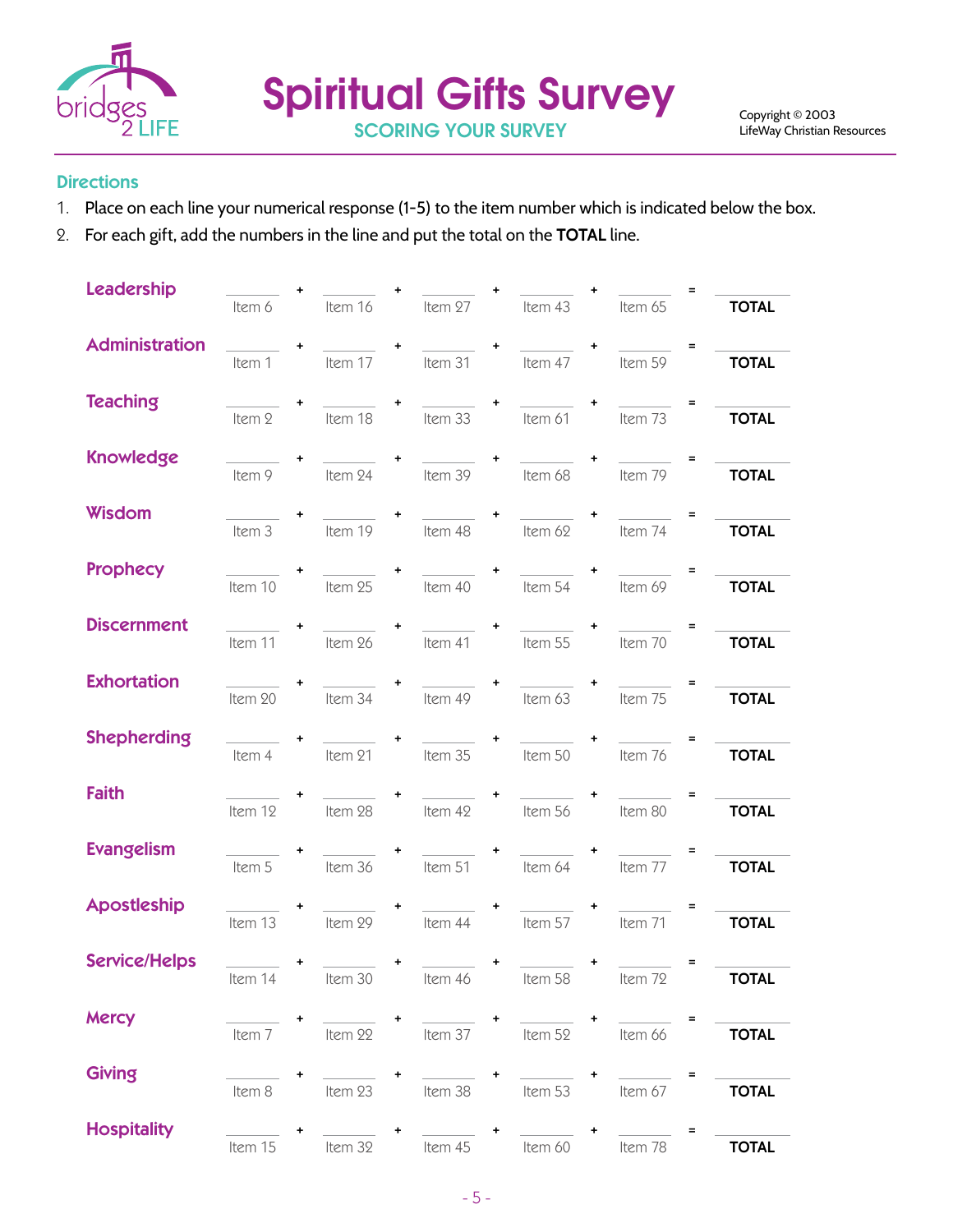# Spiritual Gifts Survey

## SCORING YOUR SURVEY

Copyright © 2003
LifeWay Christian Resources

### Directions

1. Place on each line your numerical response (1-5) to the item number which is indicated below the box.
2. For each gift, add the numbers in the line and put the total on the **TOTAL** line.

| Gift | | | | | | | | | | | |
|---|---|---|---|---|---|---|---|---|---|---|---|
| **Leadership** | Item 6 | + | Item 16 | + | Item 27 | + | Item 43 | + | Item 65 | = | **TOTAL** |
| **Administration** | Item 1 | + | Item 17 | + | Item 31 | + | Item 47 | + | Item 59 | = | **TOTAL** |
| **Teaching** | Item 2 | + | Item 18 | + | Item 33 | + | Item 61 | + | Item 73 | = | **TOTAL** |
| **Knowledge** | Item 9 | + | Item 24 | + | Item 39 | + | Item 68 | + | Item 79 | = | **TOTAL** |
| **Wisdom** | Item 3 | + | Item 19 | + | Item 48 | + | Item 62 | + | Item 74 | = | **TOTAL** |
| **Prophecy** | Item 10 | + | Item 25 | + | Item 40 | + | Item 54 | + | Item 69 | = | **TOTAL** |
| **Discernment** | Item 11 | + | Item 26 | + | Item 41 | + | Item 55 | + | Item 70 | = | **TOTAL** |
| **Exhortation** | Item 20 | + | Item 34 | + | Item 49 | + | Item 63 | + | Item 75 | = | **TOTAL** |
| **Shepherding** | Item 4 | + | Item 21 | + | Item 35 | + | Item 50 | + | Item 76 | = | **TOTAL** |
| **Faith** | Item 12 | + | Item 28 | + | Item 42 | + | Item 56 | + | Item 80 | = | **TOTAL** |
| **Evangelism** | Item 5 | + | Item 36 | + | Item 51 | + | Item 64 | + | Item 77 | = | **TOTAL** |
| **Apostleship** | Item 13 | + | Item 29 | + | Item 44 | + | Item 57 | + | Item 71 | = | **TOTAL** |
| **Service/Helps** | Item 14 | + | Item 30 | + | Item 46 | + | Item 58 | + | Item 72 | = | **TOTAL** |
| **Mercy** | Item 7 | + | Item 22 | + | Item 37 | + | Item 52 | + | Item 66 | = | **TOTAL** |
| **Giving** | Item 8 | + | Item 23 | + | Item 38 | + | Item 53 | + | Item 67 | = | **TOTAL** |
| **Hospitality** | Item 15 | + | Item 32 | + | Item 45 | + | Item 60 | + | Item 78 | = | **TOTAL** |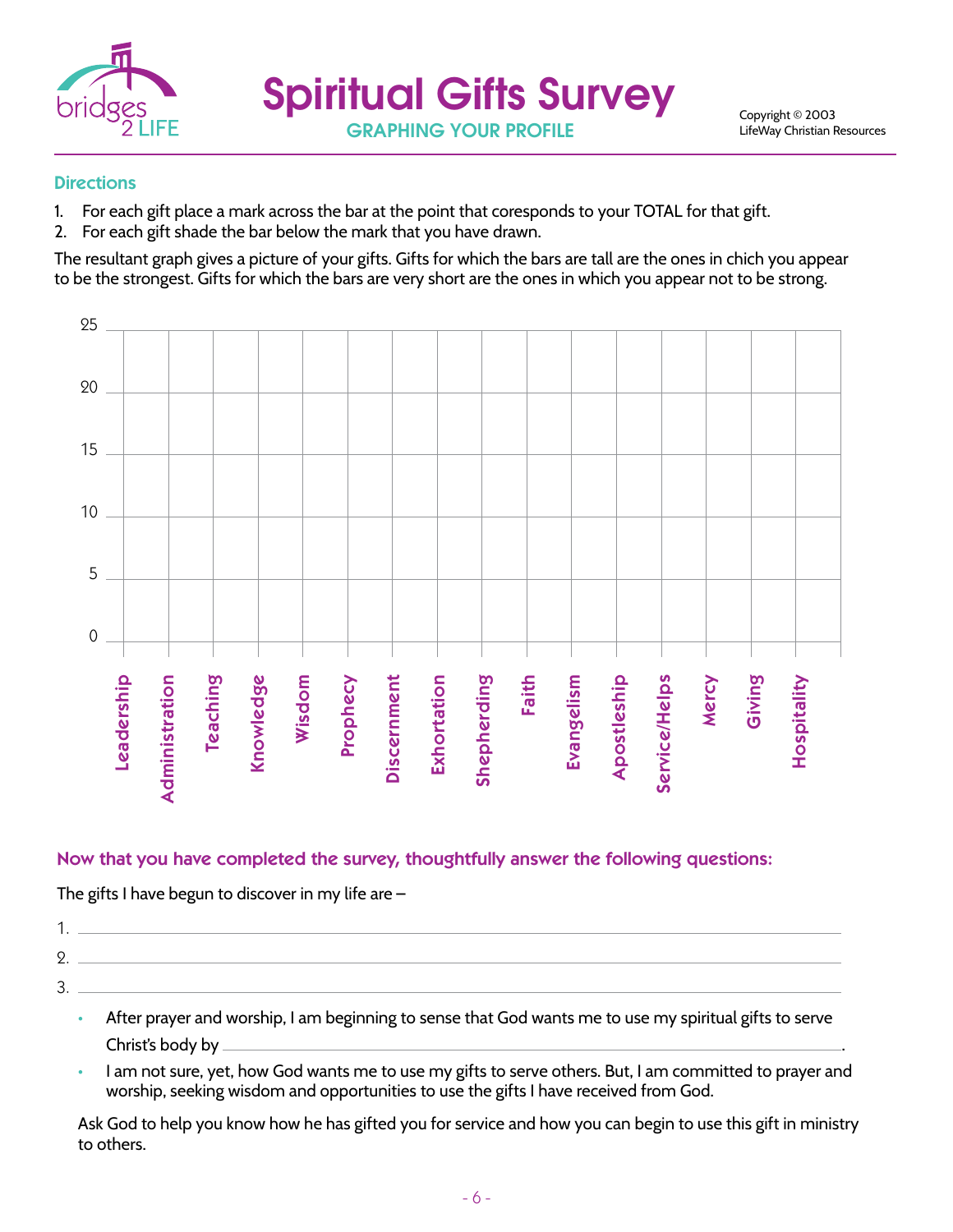# Spiritual Gifts Survey

## GRAPHING YOUR PROFILE

Copyright © 2003
LifeWay Christian Resources

### Directions

1. For each gift place a mark across the bar at the point that coresponds to your TOTAL for that gift.
2. For each gift shade the bar below the mark that you have drawn.

The resultant graph gives a picture of your gifts. Gifts for which the bars are tall are the ones in chich you appear to be the strongest. Gifts for which the bars are very short are the ones in which you appear not to be strong.

25
20
15
10
5
0

Leadership
Administration
Teaching
Knowledge
Wisdom
Prophecy
Discernment
Exhortation
Shepherding
Faith
Evangelism
Apostleship
Service/Helps
Mercy
Giving
Hospitality

### Now that you have completed the survey, thoughtfully answer the following questions:

The gifts I have begun to discover in my life are –

1. \_\_\_\_\_\_\_\_\_\_\_\_\_\_\_\_\_\_\_\_\_\_\_\_\_\_\_\_\_\_\_\_\_\_\_\_\_\_\_\_
2. \_\_\_\_\_\_\_\_\_\_\_\_\_\_\_\_\_\_\_\_\_\_\_\_\_\_\_\_\_\_\_\_\_\_\_\_\_\_\_\_
3. \_\_\_\_\_\_\_\_\_\_\_\_\_\_\_\_\_\_\_\_\_\_\_\_\_\_\_\_\_\_\_\_\_\_\_\_\_\_\_\_

- After prayer and worship, I am beginning to sense that God wants me to use my spiritual gifts to serve Christ's body by \_\_\_\_\_\_\_\_\_\_\_\_\_\_\_\_\_\_\_\_\_\_\_\_\_\_\_\_\_\_\_\_\_\_\_\_\_\_\_\_.
- I am not sure, yet, how God wants me to use my gifts to serve others. But, I am committed to prayer and worship, seeking wisdom and opportunities to use the gifts I have received from God.

Ask God to help you know how he has gifted you for service and how you can begin to use this gift in ministry to others.